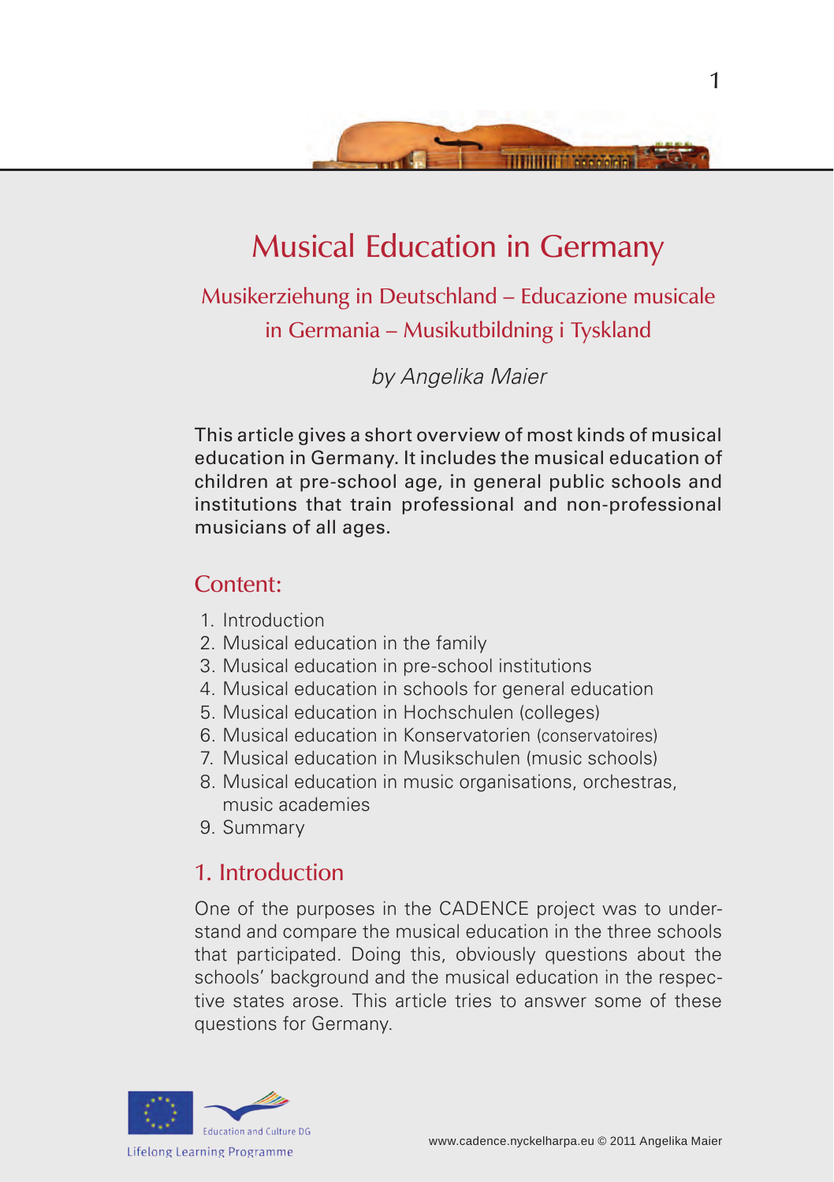# Musical Education in Germany

## Musikerziehung in Deutschland – Educazione musicale in Germania – Musikutbildning i Tyskland

*by Angelika Maier*

This article gives a short overview of most kinds of musical education in Germany. It includes the musical education of children at pre-school age, in general public schools and institutions that train professional and non-professional musicians of all ages.

## Content:

1. Introduction
2. Musical education in the family
3. Musical education in pre-school institutions
4. Musical education in schools for general education
5. Musical education in Hochschulen (colleges)
6. Musical education in Konservatorien (conservatoires)
7. Musical education in Musikschulen (music schools)
8. Musical education in music organisations, orchestras, music academies
9. Summary

## 1. Introduction

One of the purposes in the CADENCE project was to understand and compare the musical education in the three schools that participated. Doing this, obviously questions about the schools' background and the musical education in the respective states arose. This article tries to answer some of these questions for Germany.

Education and Culture DG

Lifelong Learning Programme

www.cadence.nyckelharpa.eu © 2011 Angelika Maier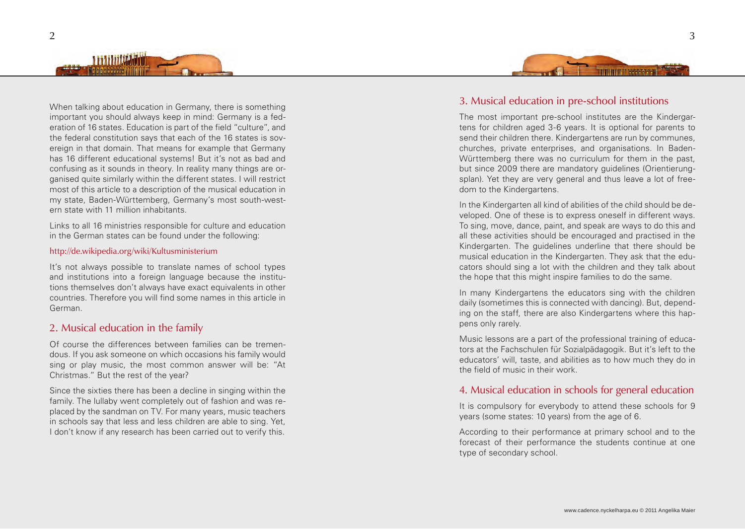When talking about education in Germany, there is something important you should always keep in mind: Germany is a federation of 16 states. Education is part of the field "culture", and the federal constitution says that each of the 16 states is sovereign in that domain. That means for example that Germany has 16 different educational systems! But it's not as bad and confusing as it sounds in theory. In reality many things are organised quite similarly within the different states. I will restrict most of this article to a description of the musical education in my state, Baden-Württemberg, Germany's most south-western state with 11 million inhabitants.

Links to all 16 ministries responsible for culture and education in the German states can be found under the following:

http://de.wikipedia.org/wiki/Kultusministerium

It's not always possible to translate names of school types and institutions into a foreign language because the institutions themselves don't always have exact equivalents in other countries. Therefore you will find some names in this article in German.

## 2. Musical education in the family

Of course the differences between families can be tremendous. If you ask someone on which occasions his family would sing or play music, the most common answer will be: "At Christmas." But the rest of the year?

Since the sixties there has been a decline in singing within the family. The lullaby went completely out of fashion and was replaced by the sandman on TV. For many years, music teachers in schools say that less and less children are able to sing. Yet, I don't know if any research has been carried out to verify this.

## 3. Musical education in pre-school institutions

The most important pre-school institutes are the Kindergartens for children aged 3-6 years. It is optional for parents to send their children there. Kindergartens are run by communes, churches, private enterprises, and organisations. In Baden-Württemberg there was no curriculum for them in the past, but since 2009 there are mandatory guidelines (Orientierungsplan). Yet they are very general and thus leave a lot of freedom to the Kindergartens.

In the Kindergarten all kind of abilities of the child should be developed. One of these is to express oneself in different ways. To sing, move, dance, paint, and speak are ways to do this and all these activities should be encouraged and practised in the Kindergarten. The guidelines underline that there should be musical education in the Kindergarten. They ask that the educators should sing a lot with the children and they talk about the hope that this might inspire families to do the same.

In many Kindergartens the educators sing with the children daily (sometimes this is connected with dancing). But, depending on the staff, there are also Kindergartens where this happens only rarely.

Music lessons are a part of the professional training of educators at the Fachschulen für Sozialpädagogik. But it's left to the educators' will, taste, and abilities as to how much they do in the field of music in their work.

## 4. Musical education in schools for general education

It is compulsory for everybody to attend these schools for 9 years (some states: 10 years) from the age of 6.

According to their performance at primary school and to the forecast of their performance the students continue at one type of secondary school.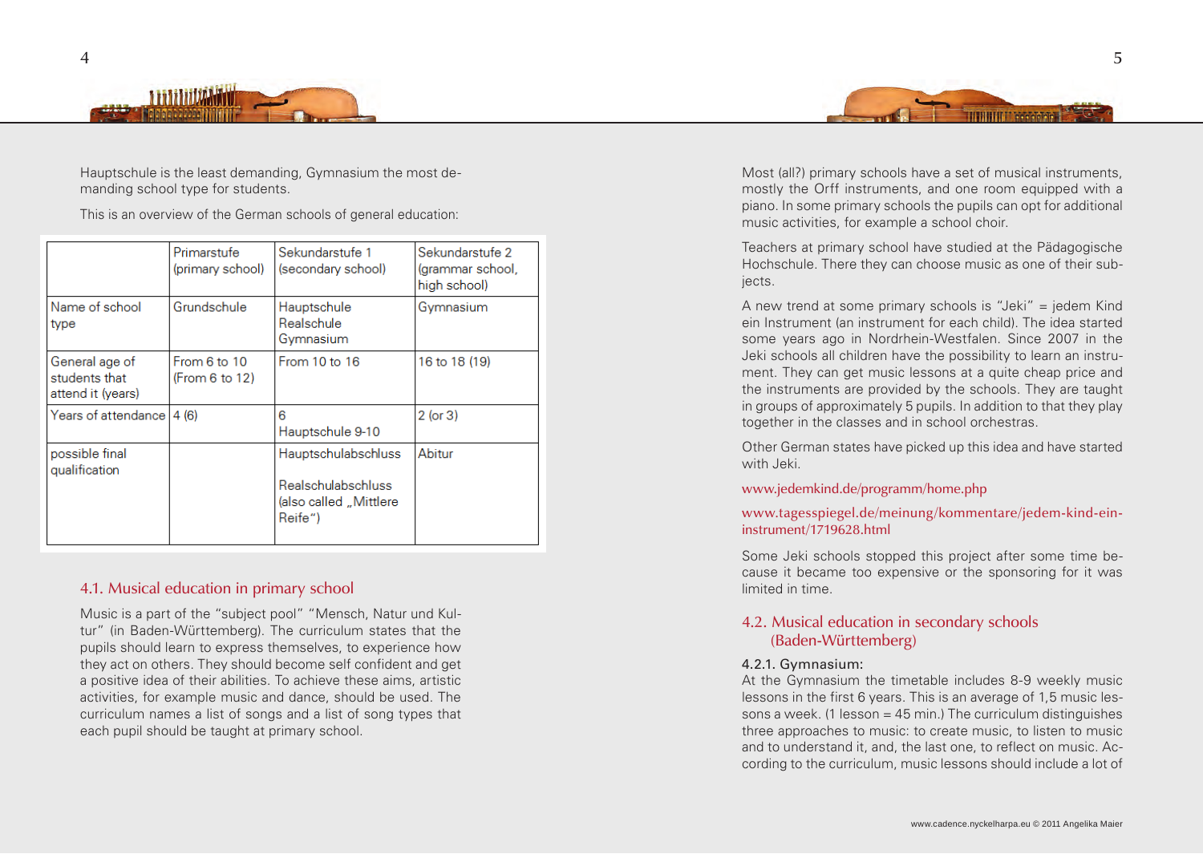Hauptschule is the least demanding, Gymnasium the most demanding school type for students.

This is an overview of the German schools of general education:

| | Primarstufe (primary school) | Sekundarstufe 1 (secondary school) | Sekundarstufe 2 (grammar school, high school) |
|---|---|---|---|
| Name of school type | Grundschule | Hauptschule<br>Realschule<br>Gymnasium | Gymnasium |
| General age of students that attend it (years) | From 6 to 10 (From 6 to 12) | From 10 to 16 | 16 to 18 (19) |
| Years of attendance | 4 (6) | 6<br>Hauptschule 9-10 | 2 (or 3) |
| possible final qualification | | Hauptschulabschluss<br><br>Realschulabschluss (also called „Mittlere Reife") | Abitur |

## 4.1. Musical education in primary school

Music is a part of the "subject pool" "Mensch, Natur und Kultur" (in Baden-Württemberg). The curriculum states that the pupils should learn to express themselves, to experience how they act on others. They should become self confident and get a positive idea of their abilities. To achieve these aims, artistic activities, for example music and dance, should be used. The curriculum names a list of songs and a list of song types that each pupil should be taught at primary school.

Most (all?) primary schools have a set of musical instruments, mostly the Orff instruments, and one room equipped with a piano. In some primary schools the pupils can opt for additional music activities, for example a school choir.

Teachers at primary school have studied at the Pädagogische Hochschule. There they can choose music as one of their subjects.

A new trend at some primary schools is "Jeki" = jedem Kind ein Instrument (an instrument for each child). The idea started some years ago in Nordrhein-Westfalen. Since 2007 in the Jeki schools all children have the possibility to learn an instrument. They can get music lessons at a quite cheap price and the instruments are provided by the schools. They are taught in groups of approximately 5 pupils. In addition to that they play together in the classes and in school orchestras.

Other German states have picked up this idea and have started with Jeki.

www.jedemkind.de/programm/home.php

www.tagesspiegel.de/meinung/kommentare/jedem-kind-ein-instrument/1719628.html

Some Jeki schools stopped this project after some time because it became too expensive or the sponsoring for it was limited in time.

## 4.2. Musical education in secondary schools (Baden-Württemberg)

### 4.2.1. Gymnasium:

At the Gymnasium the timetable includes 8-9 weekly music lessons in the first 6 years. This is an average of 1,5 music lessons a week. (1 lesson = 45 min.) The curriculum distinguishes three approaches to music: to create music, to listen to music and to understand it, and, the last one, to reflect on music. According to the curriculum, music lessons should include a lot of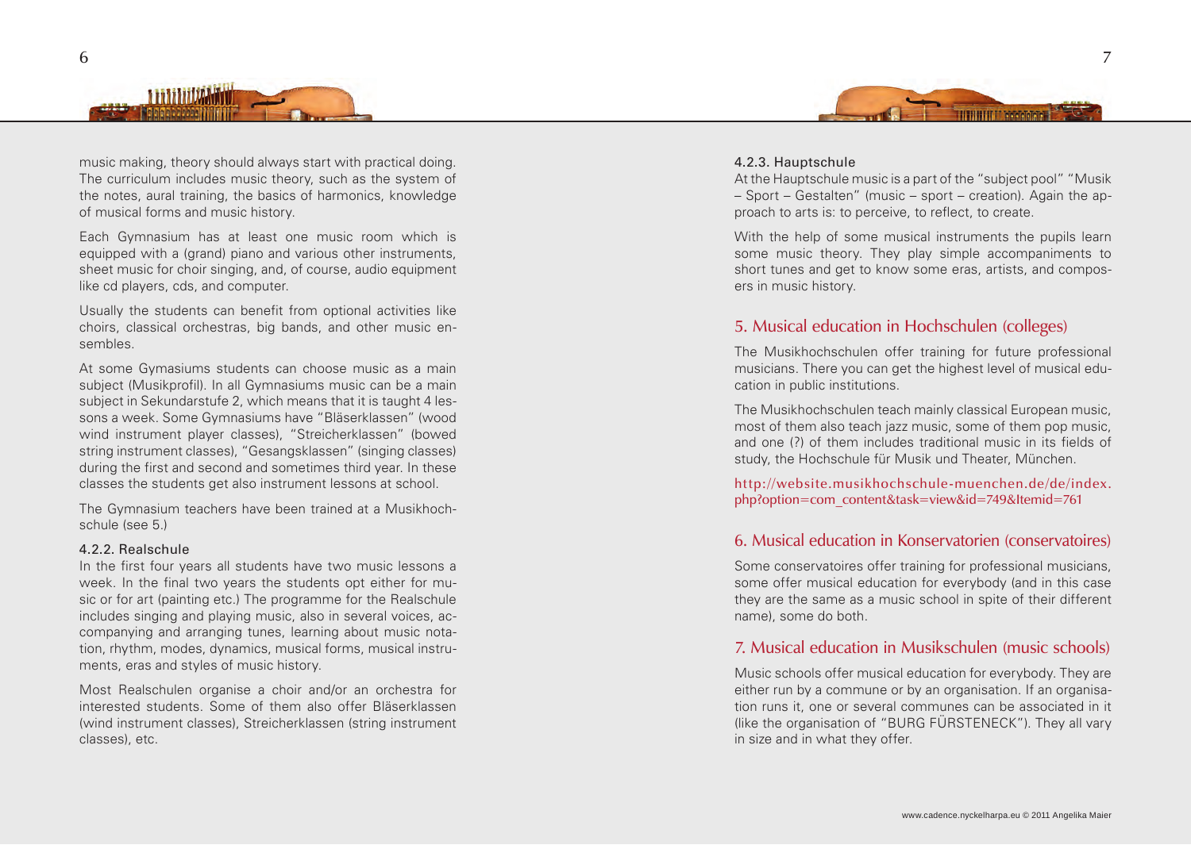music making, theory should always start with practical doing. The curriculum includes music theory, such as the system of the notes, aural training, the basics of harmonics, knowledge of musical forms and music history.

Each Gymnasium has at least one music room which is equipped with a (grand) piano and various other instruments, sheet music for choir singing, and, of course, audio equipment like cd players, cds, and computer.

Usually the students can benefit from optional activities like choirs, classical orchestras, big bands, and other music ensembles.

At some Gymasiums students can choose music as a main subject (Musikprofil). In all Gymnasiums music can be a main subject in Sekundarstufe 2, which means that it is taught 4 lessons a week. Some Gymnasiums have "Bläserklassen" (wood wind instrument player classes), "Streicherklassen" (bowed string instrument classes), "Gesangsklassen" (singing classes) during the first and second and sometimes third year. In these classes the students get also instrument lessons at school.

The Gymnasium teachers have been trained at a Musikhochschule (see 5.)

#### 4.2.2. Realschule

In the first four years all students have two music lessons a week. In the final two years the students opt either for music or for art (painting etc.) The programme for the Realschule includes singing and playing music, also in several voices, accompanying and arranging tunes, learning about music notation, rhythm, modes, dynamics, musical forms, musical instruments, eras and styles of music history.

Most Realschulen organise a choir and/or an orchestra for interested students. Some of them also offer Bläserklassen (wind instrument classes), Streicherklassen (string instrument classes), etc.

#### 4.2.3. Hauptschule

At the Hauptschule music is a part of the "subject pool" "Musik – Sport – Gestalten" (music – sport – creation). Again the approach to arts is: to perceive, to reflect, to create.

With the help of some musical instruments the pupils learn some music theory. They play simple accompaniments to short tunes and get to know some eras, artists, and composers in music history.

## 5. Musical education in Hochschulen (colleges)

The Musikhochschulen offer training for future professional musicians. There you can get the highest level of musical education in public institutions.

The Musikhochschulen teach mainly classical European music, most of them also teach jazz music, some of them pop music, and one (?) of them includes traditional music in its fields of study, the Hochschule für Musik und Theater, München.

http://website.musikhochschule-muenchen.de/de/index.php?option=com_content&task=view&id=749&Itemid=761

## 6. Musical education in Konservatorien (conservatoires)

Some conservatoires offer training for professional musicians, some offer musical education for everybody (and in this case they are the same as a music school in spite of their different name), some do both.

## 7. Musical education in Musikschulen (music schools)

Music schools offer musical education for everybody. They are either run by a commune or by an organisation. If an organisation runs it, one or several communes can be associated in it (like the organisation of "BURG FÜRSTENECK"). They all vary in size and in what they offer.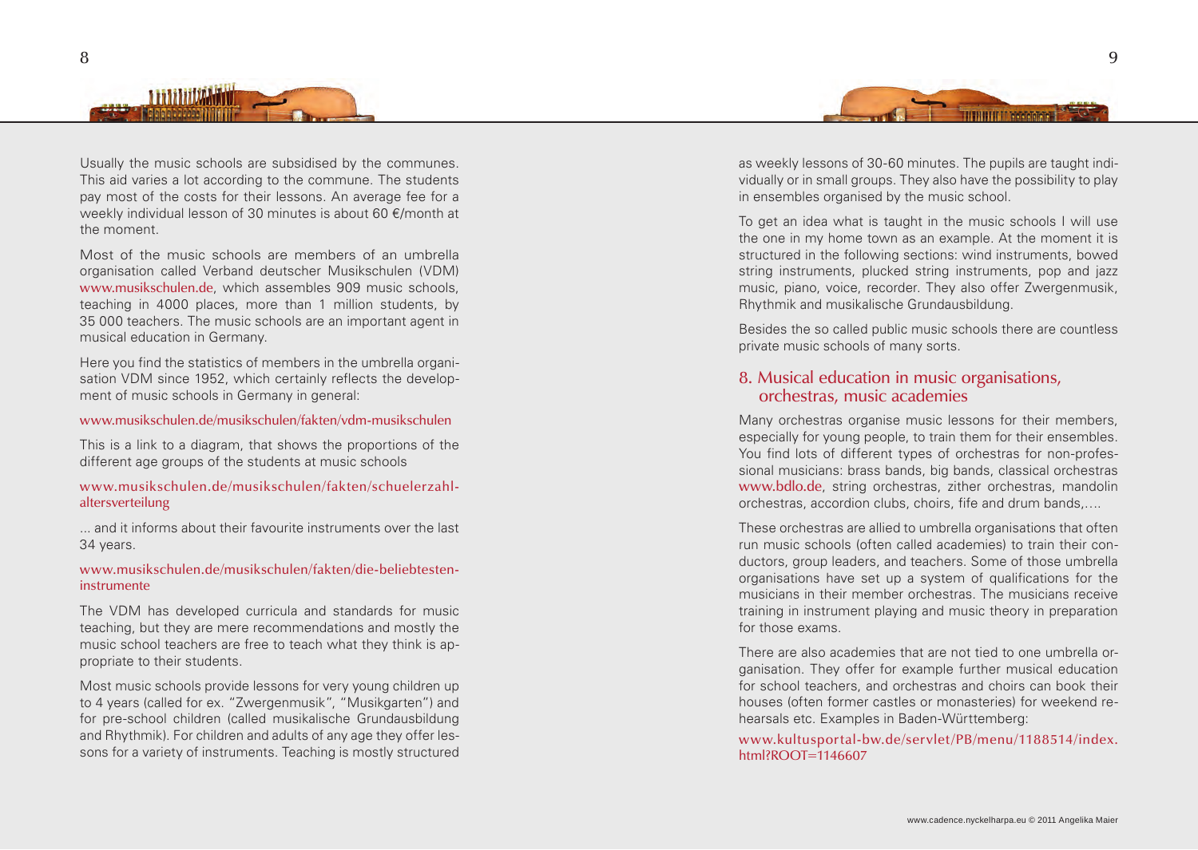Usually the music schools are subsidised by the communes. This aid varies a lot according to the commune. The students pay most of the costs for their lessons. An average fee for a weekly individual lesson of 30 minutes is about 60 €/month at the moment.

Most of the music schools are members of an umbrella organisation called Verband deutscher Musikschulen (VDM) www.musikschulen.de, which assembles 909 music schools, teaching in 4000 places, more than 1 million students, by 35 000 teachers. The music schools are an important agent in musical education in Germany.

Here you find the statistics of members in the umbrella organisation VDM since 1952, which certainly reflects the development of music schools in Germany in general:

www.musikschulen.de/musikschulen/fakten/vdm-musikschulen

This is a link to a diagram, that shows the proportions of the different age groups of the students at music schools

www.musikschulen.de/musikschulen/fakten/schuelerzahl-altersverteilung

... and it informs about their favourite instruments over the last 34 years.

www.musikschulen.de/musikschulen/fakten/die-beliebtesten-instrumente

The VDM has developed curricula and standards for music teaching, but they are mere recommendations and mostly the music school teachers are free to teach what they think is appropriate to their students.

Most music schools provide lessons for very young children up to 4 years (called for ex. "Zwergenmusik", "Musikgarten") and for pre-school children (called musikalische Grundausbildung and Rhythmik). For children and adults of any age they offer lessons for a variety of instruments. Teaching is mostly structured as weekly lessons of 30-60 minutes. The pupils are taught individually or in small groups. They also have the possibility to play in ensembles organised by the music school.

To get an idea what is taught in the music schools I will use the one in my home town as an example. At the moment it is structured in the following sections: wind instruments, bowed string instruments, plucked string instruments, pop and jazz music, piano, voice, recorder. They also offer Zwergenmusik, Rhythmik and musikalische Grundausbildung.

Besides the so called public music schools there are countless private music schools of many sorts.

## 8. Musical education in music organisations, orchestras, music academies

Many orchestras organise music lessons for their members, especially for young people, to train them for their ensembles. You find lots of different types of orchestras for non-professional musicians: brass bands, big bands, classical orchestras www.bdlo.de, string orchestras, zither orchestras, mandolin orchestras, accordion clubs, choirs, fife and drum bands,….

These orchestras are allied to umbrella organisations that often run music schools (often called academies) to train their conductors, group leaders, and teachers. Some of those umbrella organisations have set up a system of qualifications for the musicians in their member orchestras. The musicians receive training in instrument playing and music theory in preparation for those exams.

There are also academies that are not tied to one umbrella organisation. They offer for example further musical education for school teachers, and orchestras and choirs can book their houses (often former castles or monasteries) for weekend rehearsals etc. Examples in Baden-Württemberg:

www.kultusportal-bw.de/servlet/PB/menu/1188514/index.html?ROOT=1146607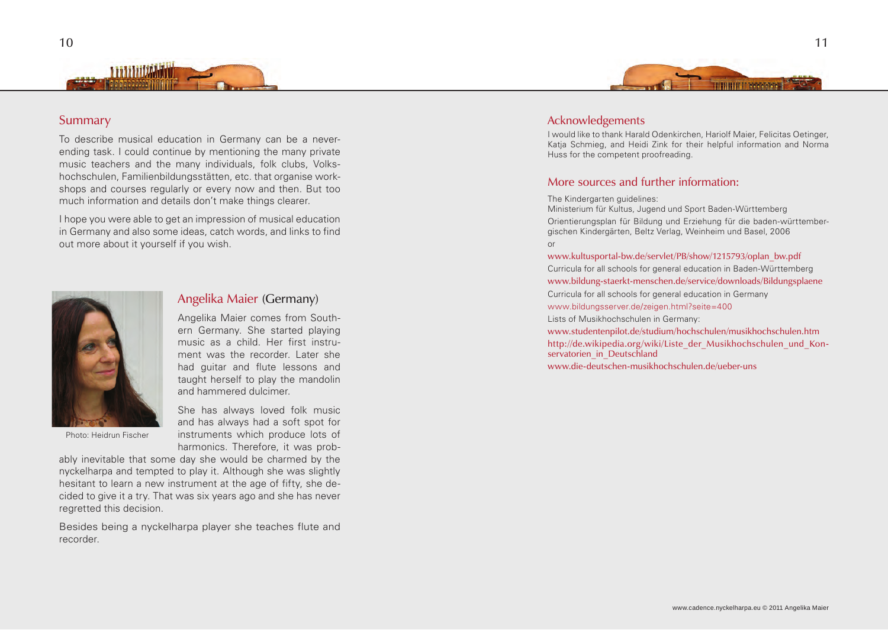## Summary

To describe musical education in Germany can be a never-ending task. I could continue by mentioning the many private music teachers and the many individuals, folk clubs, Volks-hochschulen, Familienbildungsstätten, etc. that organise work-shops and courses regularly or every now and then. But too much information and details don't make things clearer.

I hope you were able to get an impression of musical education in Germany and also some ideas, catch words, and links to find out more about it yourself if you wish.

Photo: Heidrun Fischer

## Angelika Maier (Germany)

Angelika Maier comes from Southern Germany. She started playing music as a child. Her first instrument was the recorder. Later she had guitar and flute lessons and taught herself to play the mandolin and hammered dulcimer.

She has always loved folk music and has always had a soft spot for instruments which produce lots of harmonics. Therefore, it was probably inevitable that some day she would be charmed by the nyckelharpa and tempted to play it. Although she was slightly hesitant to learn a new instrument at the age of fifty, she decided to give it a try. That was six years ago and she has never regretted this decision.

Besides being a nyckelharpa player she teaches flute and recorder.

## Acknowledgements

I would like to thank Harald Odenkirchen, Hariolf Maier, Felicitas Oetinger, Katja Schmieg, and Heidi Zink for their helpful information and Norma Huss for the competent proofreading.

## More sources and further information:

The Kindergarten guidelines:
Ministerium für Kultus, Jugend und Sport Baden-Württemberg
Orientierungsplan für Bildung und Erziehung für die baden-württembergischen Kindergärten, Beltz Verlag, Weinheim und Basel, 2006
or

www.kultusportal-bw.de/servlet/PB/show/1215793/oplan_bw.pdf

Curricula for all schools for general education in Baden-Württemberg
www.bildung-staerkt-menschen.de/service/downloads/Bildungsplaene

Curricula for all schools for general education in Germany
www.bildungsserver.de/zeigen.html?seite=400

Lists of Musikhochschulen in Germany:
www.studentenpilot.de/studium/hochschulen/musikhochschulen.htm
http://de.wikipedia.org/wiki/Liste_der_Musikhochschulen_und_Konservatorien_in_Deutschland
www.die-deutschen-musikhochschulen.de/ueber-uns

www.cadence.nyckelharpa.eu © 2011 Angelika Maier